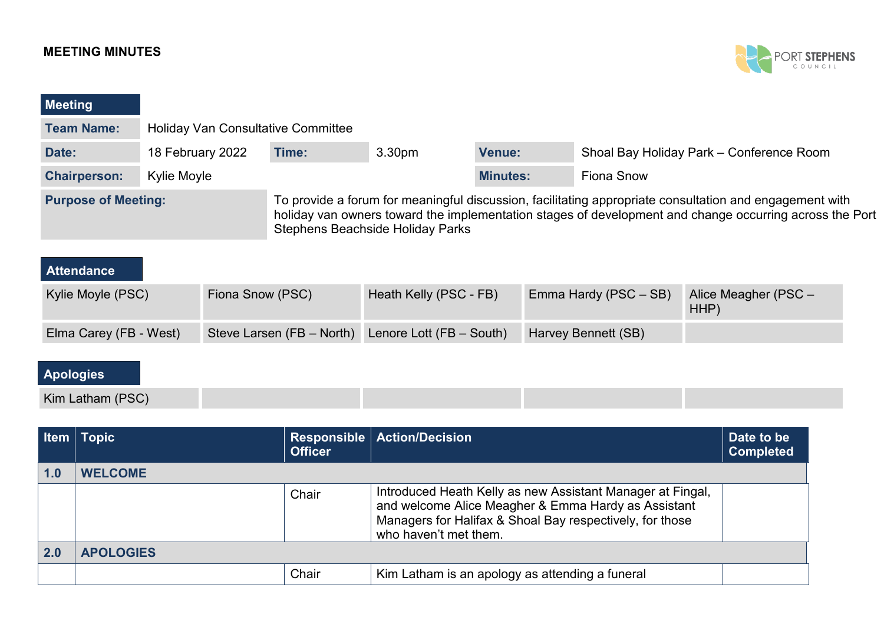**MEETING MINUTES**

| Meeting | | | | | |
|---|---|---|---|---|---|
| **Team Name:** | Holiday Van Consultative Committee | | | | |
| **Date:** | 18 February 2022 | **Time:** | 3.30pm | **Venue:** | Shoal Bay Holiday Park – Conference Room |
| **Chairperson:** | Kylie Moyle | | | **Minutes:** | Fiona Snow |
| **Purpose of Meeting:** | To provide a forum for meaningful discussion, facilitating appropriate consultation and engagement with holiday van owners toward the implementation stages of development and change occurring across the Port Stephens Beachside Holiday Parks | | | | |

| Attendance | | | | |
|---|---|---|---|---|
| Kylie Moyle (PSC) | Fiona Snow (PSC) | Heath Kelly (PSC - FB) | Emma Hardy (PSC – SB) | Alice Meagher (PSC – HHP) |
| Elma Carey (FB - West) | Steve Larsen (FB – North) | Lenore Lott (FB – South) | Harvey Bennett (SB) | |

| Apologies | | | | |
|---|---|---|---|---|
| Kim Latham (PSC) | | | | |

| Item | Topic | Responsible Officer | Action/Decision | Date to be Completed |
|---|---|---|---|---|
| **1.0** | **WELCOME** | | | |
| | | Chair | Introduced Heath Kelly as new Assistant Manager at Fingal, and welcome Alice Meagher & Emma Hardy as Assistant Managers for Halifax & Shoal Bay respectively, for those who haven't met them. | |
| **2.0** | **APOLOGIES** | | | |
| | | Chair | Kim Latham is an apology as attending a funeral | |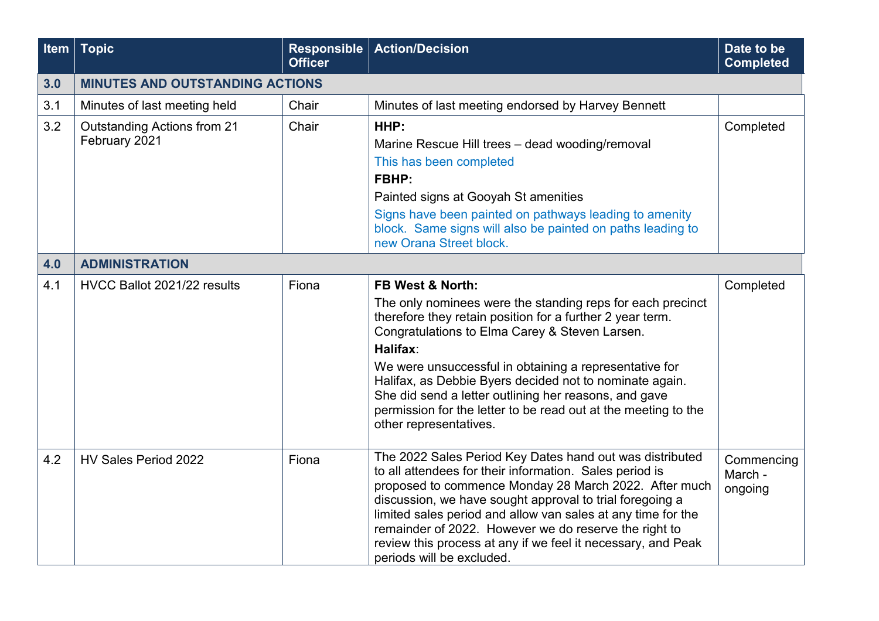| Item | Topic | Responsible Officer | Action/Decision | Date to be Completed |
|---|---|---|---|---|
| **3.0** | **MINUTES AND OUTSTANDING ACTIONS** | | | |
| 3.1 | Minutes of last meeting held | Chair | Minutes of last meeting endorsed by Harvey Bennett | |
| 3.2 | Outstanding Actions from 21 February 2021 | Chair | **HHP:**<br>Marine Rescue Hill trees – dead wooding/removal<br>This has been completed<br>**FBHP:**<br>Painted signs at Gooyah St amenities<br>Signs have been painted on pathways leading to amenity block. Same signs will also be painted on paths leading to new Orana Street block. | Completed |
| **4.0** | **ADMINISTRATION** | | | |
| 4.1 | HVCC Ballot 2021/22 results | Fiona | **FB West & North:**<br>The only nominees were the standing reps for each precinct therefore they retain position for a further 2 year term. Congratulations to Elma Carey & Steven Larsen.<br>**Halifax**:<br>We were unsuccessful in obtaining a representative for Halifax, as Debbie Byers decided not to nominate again. She did send a letter outlining her reasons, and gave permission for the letter to be read out at the meeting to the other representatives. | Completed |
| 4.2 | HV Sales Period 2022 | Fiona | The 2022 Sales Period Key Dates hand out was distributed to all attendees for their information. Sales period is proposed to commence Monday 28 March 2022. After much discussion, we have sought approval to trial foregoing a limited sales period and allow van sales at any time for the remainder of 2022. However we do reserve the right to review this process at any if we feel it necessary, and Peak periods will be excluded. | Commencing March - ongoing |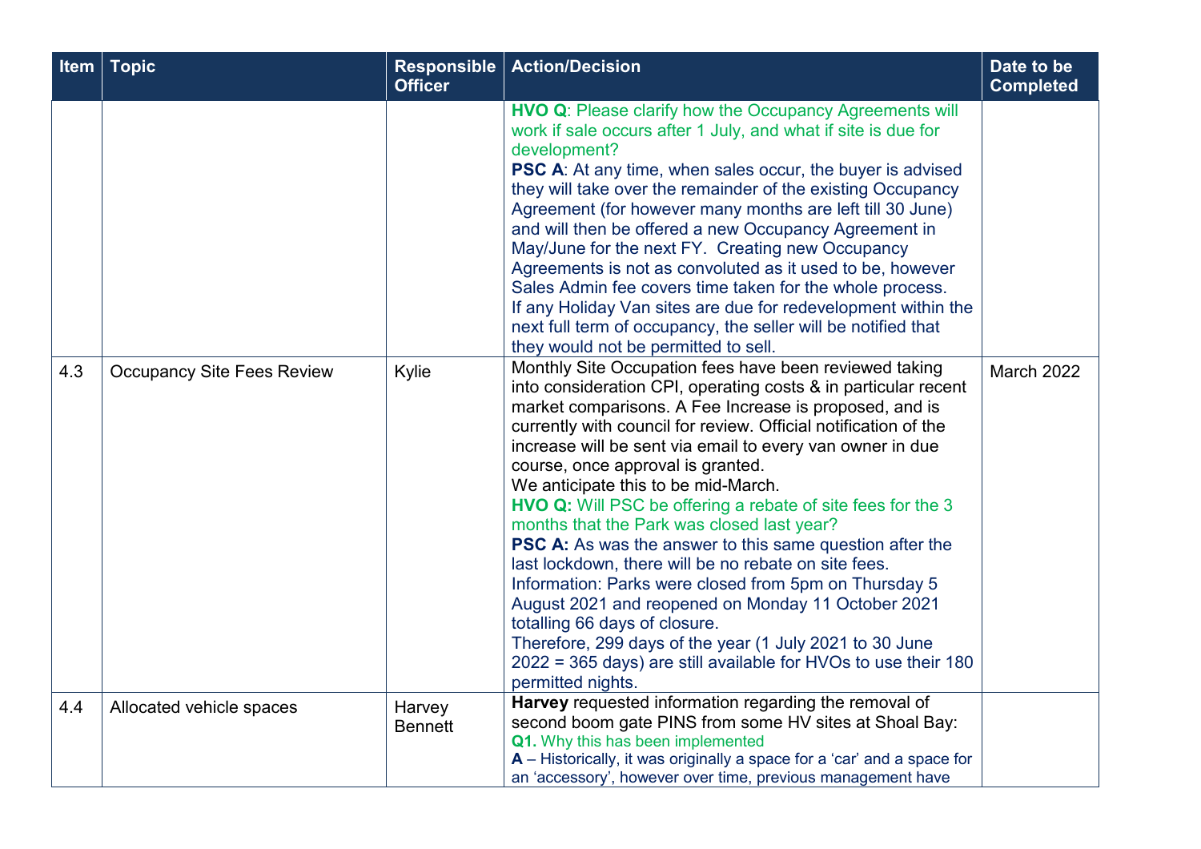| Item | Topic | Responsible Officer | Action/Decision | Date to be Completed |
|---|---|---|---|---|
| | | | **HVO Q**: Please clarify how the Occupancy Agreements will work if sale occurs after 1 July, and what if site is due for development?<br>**PSC A**: At any time, when sales occur, the buyer is advised they will take over the remainder of the existing Occupancy Agreement (for however many months are left till 30 June) and will then be offered a new Occupancy Agreement in May/June for the next FY. Creating new Occupancy Agreements is not as convoluted as it used to be, however Sales Admin fee covers time taken for the whole process.<br>If any Holiday Van sites are due for redevelopment within the next full term of occupancy, the seller will be notified that they would not be permitted to sell. | |
| 4.3 | Occupancy Site Fees Review | Kylie | Monthly Site Occupation fees have been reviewed taking into consideration CPI, operating costs & in particular recent market comparisons. A Fee Increase is proposed, and is currently with council for review. Official notification of the increase will be sent via email to every van owner in due course, once approval is granted.<br>We anticipate this to be mid-March.<br>**HVO Q:** Will PSC be offering a rebate of site fees for the 3 months that the Park was closed last year?<br>**PSC A:** As was the answer to this same question after the last lockdown, there will be no rebate on site fees.<br>Information: Parks were closed from 5pm on Thursday 5 August 2021 and reopened on Monday 11 October 2021 totalling 66 days of closure.<br>Therefore, 299 days of the year (1 July 2021 to 30 June 2022 = 365 days) are still available for HVOs to use their 180 permitted nights. | March 2022 |
| 4.4 | Allocated vehicle spaces | Harvey Bennett | **Harvey** requested information regarding the removal of second boom gate PINS from some HV sites at Shoal Bay:<br>**Q1.** Why this has been implemented<br>**A** – Historically, it was originally a space for a 'car' and a space for an 'accessory', however over time, previous management have | |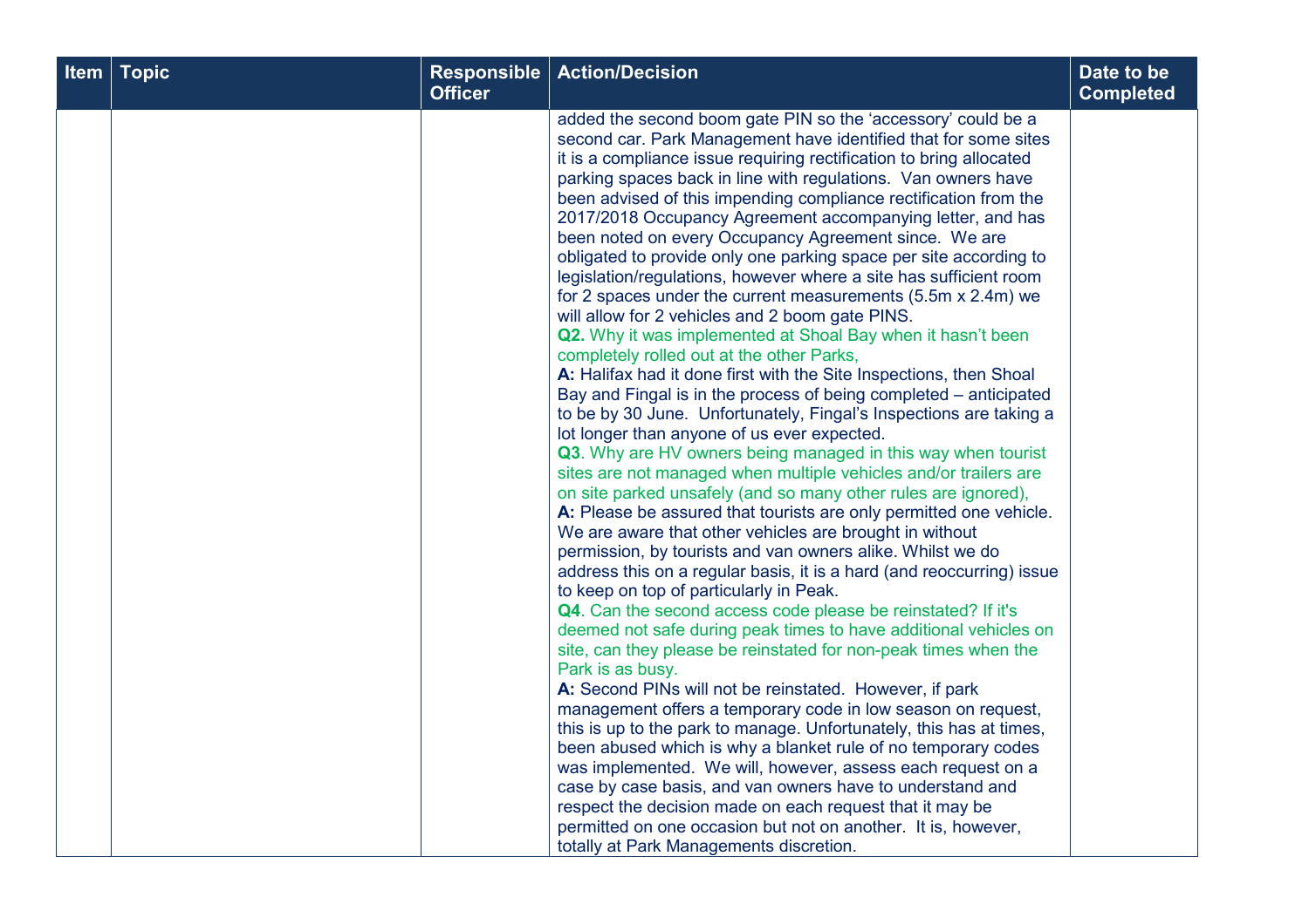| Item | Topic | Responsible Officer | Action/Decision | Date to be Completed |
| --- | --- | --- | --- | --- |
| | | | added the second boom gate PIN so the 'accessory' could be a second car. Park Management have identified that for some sites it is a compliance issue requiring rectification to bring allocated parking spaces back in line with regulations. Van owners have been advised of this impending compliance rectification from the 2017/2018 Occupancy Agreement accompanying letter, and has been noted on every Occupancy Agreement since. We are obligated to provide only one parking space per site according to legislation/regulations, however where a site has sufficient room for 2 spaces under the current measurements (5.5m x 2.4m) we will allow for 2 vehicles and 2 boom gate PINS.<br>**Q2.** Why it was implemented at Shoal Bay when it hasn't been completely rolled out at the other Parks,<br>**A:** Halifax had it done first with the Site Inspections, then Shoal Bay and Fingal is in the process of being completed – anticipated to be by 30 June. Unfortunately, Fingal's Inspections are taking a lot longer than anyone of us ever expected.<br>**Q3**. Why are HV owners being managed in this way when tourist sites are not managed when multiple vehicles and/or trailers are on site parked unsafely (and so many other rules are ignored),<br>**A:** Please be assured that tourists are only permitted one vehicle. We are aware that other vehicles are brought in without permission, by tourists and van owners alike. Whilst we do address this on a regular basis, it is a hard (and reoccurring) issue to keep on top of particularly in Peak.<br>**Q4**. Can the second access code please be reinstated? If it's deemed not safe during peak times to have additional vehicles on site, can they please be reinstated for non-peak times when the Park is as busy.<br>**A:** Second PINs will not be reinstated. However, if park management offers a temporary code in low season on request, this is up to the park to manage. Unfortunately, this has at times, been abused which is why a blanket rule of no temporary codes was implemented. We will, however, assess each request on a case by case basis, and van owners have to understand and respect the decision made on each request that it may be permitted on one occasion but not on another. It is, however, totally at Park Managements discretion. | |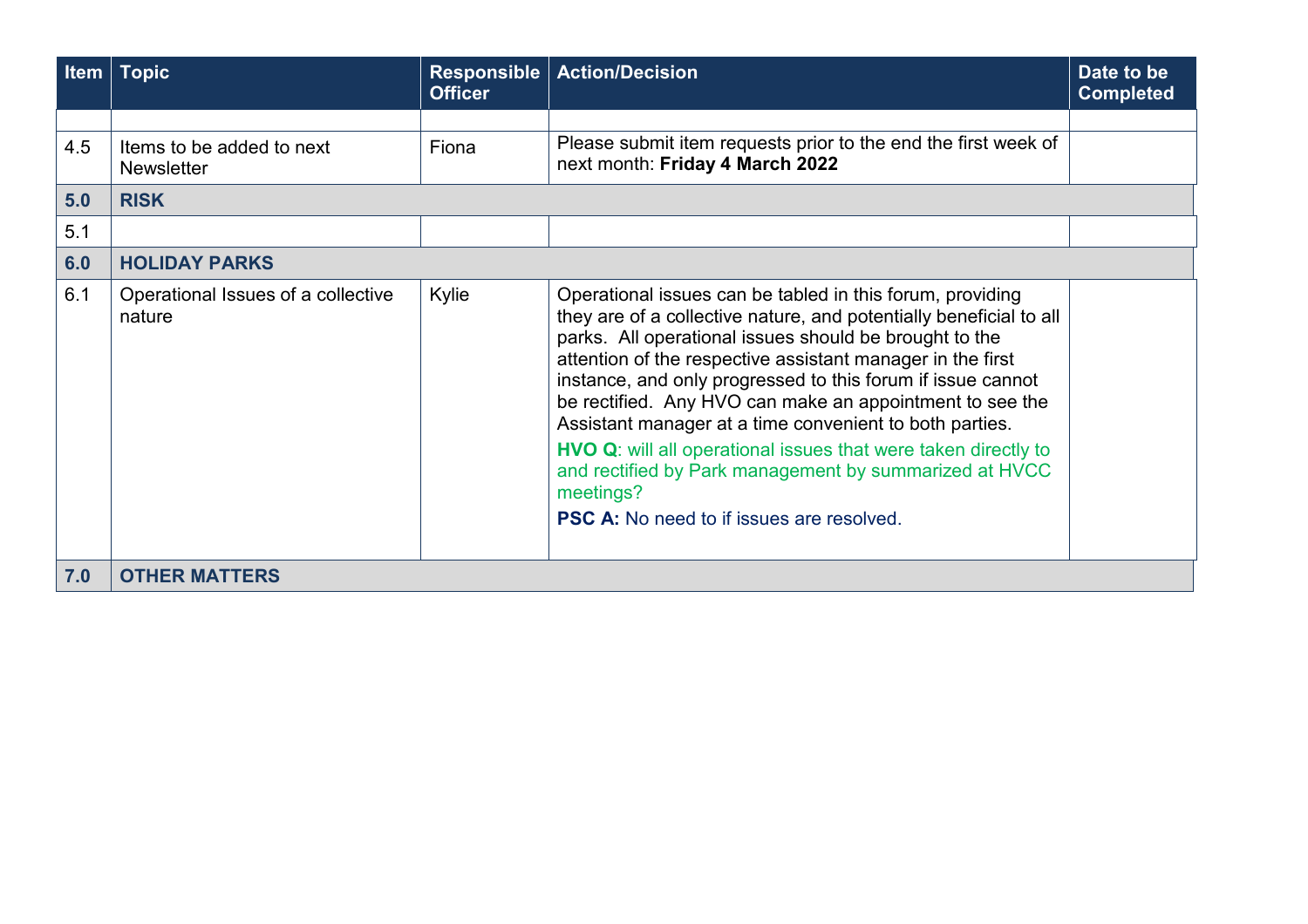| Item | Topic | Responsible Officer | Action/Decision | Date to be Completed |
|---|---|---|---|---|
| | | | | |
| 4.5 | Items to be added to next Newsletter | Fiona | Please submit item requests prior to the end the first week of next month: **Friday 4 March 2022** | |
| **5.0** | **RISK** | | | |
| 5.1 | | | | |
| **6.0** | **HOLIDAY PARKS** | | | |
| 6.1 | Operational Issues of a collective nature | Kylie | Operational issues can be tabled in this forum, providing they are of a collective nature, and potentially beneficial to all parks. All operational issues should be brought to the attention of the respective assistant manager in the first instance, and only progressed to this forum if issue cannot be rectified. Any HVO can make an appointment to see the Assistant manager at a time convenient to both parties.<br>**HVO Q**: will all operational issues that were taken directly to and rectified by Park management by summarized at HVCC meetings?<br>**PSC A:** No need to if issues are resolved. | |
| **7.0** | **OTHER MATTERS** | | | |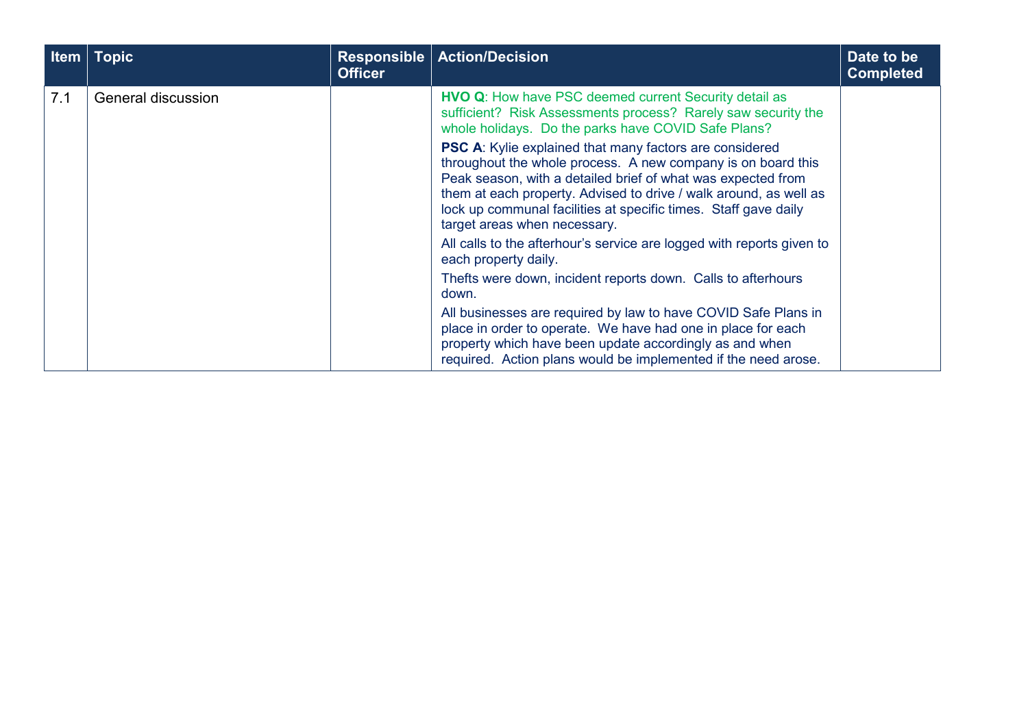| Item | Topic | Responsible Officer | Action/Decision | Date to be Completed |
| --- | --- | --- | --- | --- |
| 7.1 | General discussion | | **HVO Q**: How have PSC deemed current Security detail as sufficient? Risk Assessments process? Rarely saw security the whole holidays. Do the parks have COVID Safe Plans?<br><br>**PSC A**: Kylie explained that many factors are considered throughout the whole process. A new company is on board this Peak season, with a detailed brief of what was expected from them at each property. Advised to drive / walk around, as well as lock up communal facilities at specific times. Staff gave daily target areas when necessary.<br><br>All calls to the afterhour's service are logged with reports given to each property daily.<br><br>Thefts were down, incident reports down. Calls to afterhours down.<br><br>All businesses are required by law to have COVID Safe Plans in place in order to operate. We have had one in place for each property which have been update accordingly as and when required. Action plans would be implemented if the need arose. | |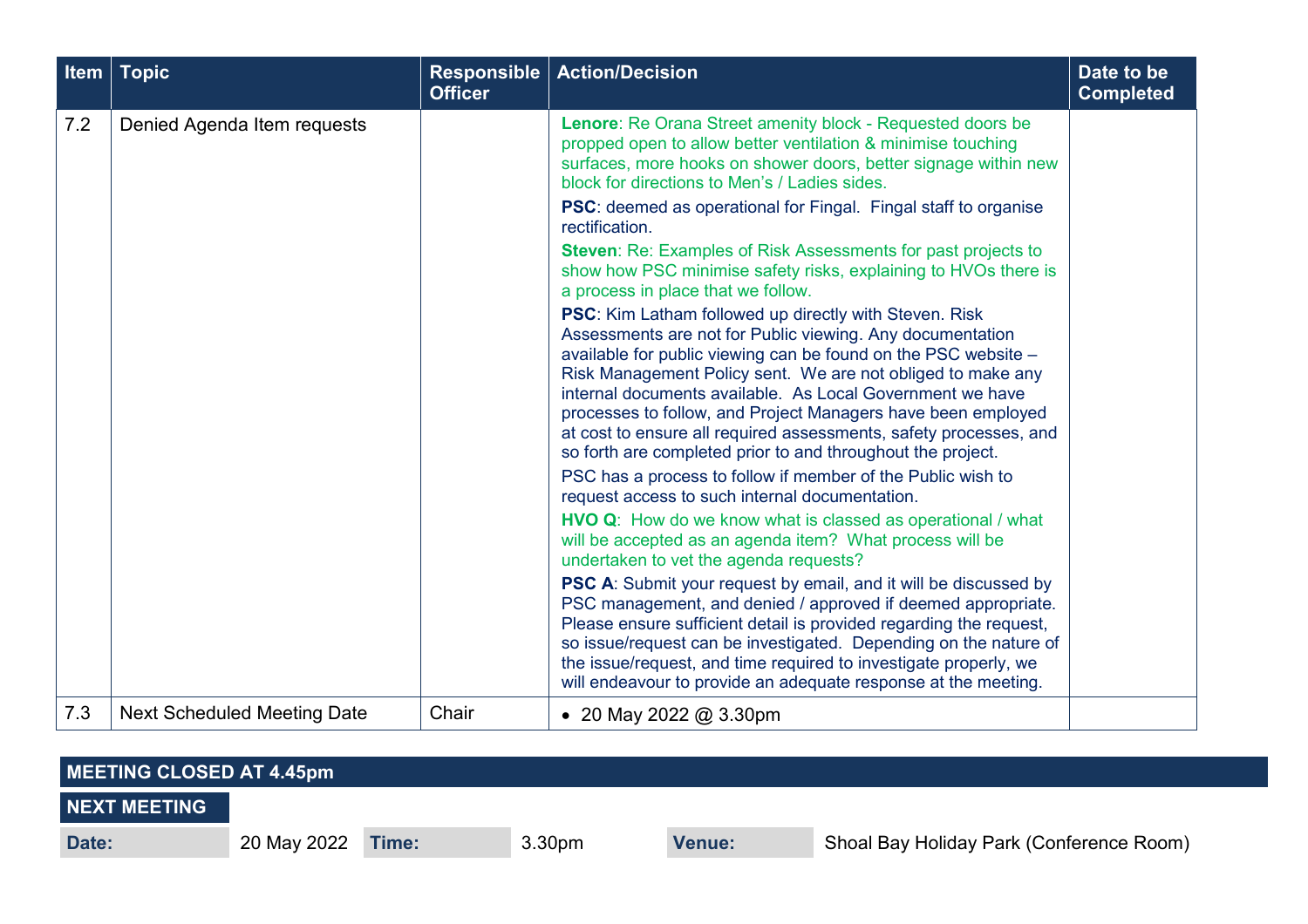| Item | Topic | Responsible Officer | Action/Decision | Date to be Completed |
|---|---|---|---|---|
| 7.2 | Denied Agenda Item requests | | **Lenore**: Re Orana Street amenity block - Requested doors be propped open to allow better ventilation & minimise touching surfaces, more hooks on shower doors, better signage within new block for directions to Men's / Ladies sides.<br><br>**PSC**: deemed as operational for Fingal. Fingal staff to organise rectification.<br><br>**Steven**: Re: Examples of Risk Assessments for past projects to show how PSC minimise safety risks, explaining to HVOs there is a process in place that we follow.<br><br>**PSC**: Kim Latham followed up directly with Steven. Risk Assessments are not for Public viewing. Any documentation available for public viewing can be found on the PSC website – Risk Management Policy sent. We are not obliged to make any internal documents available. As Local Government we have processes to follow, and Project Managers have been employed at cost to ensure all required assessments, safety processes, and so forth are completed prior to and throughout the project.<br><br>PSC has a process to follow if member of the Public wish to request access to such internal documentation.<br><br>**HVO Q**: How do we know what is classed as operational / what will be accepted as an agenda item? What process will be undertaken to vet the agenda requests?<br><br>**PSC A**: Submit your request by email, and it will be discussed by PSC management, and denied / approved if deemed appropriate. Please ensure sufficient detail is provided regarding the request, so issue/request can be investigated. Depending on the nature of the issue/request, and time required to investigate properly, we will endeavour to provide an adequate response at the meeting. | |
| 7.3 | Next Scheduled Meeting Date | Chair | • 20 May 2022 @ 3.30pm | |

**MEETING CLOSED AT 4.45pm**

**NEXT MEETING**

| Date: | 20 May 2022 | Time: | 3.30pm | Venue: | Shoal Bay Holiday Park (Conference Room) |
|---|---|---|---|---|---|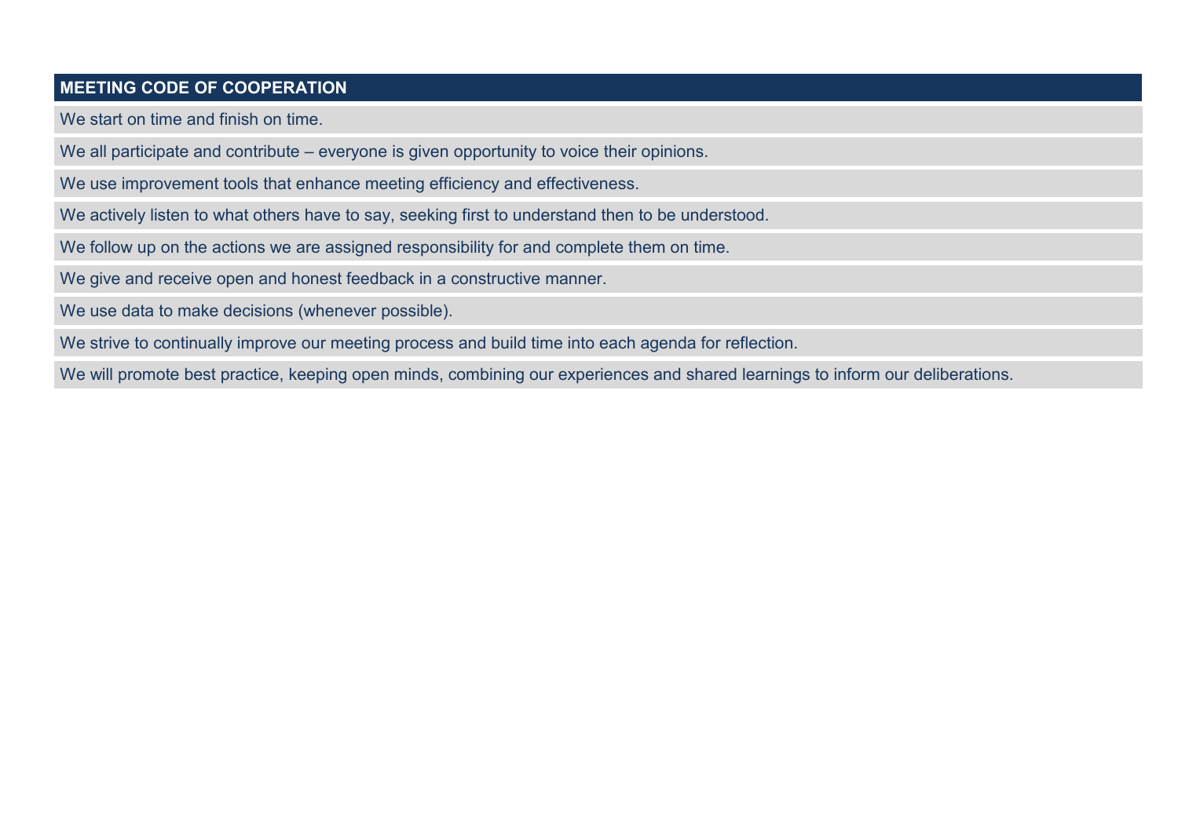| MEETING CODE OF COOPERATION |
| --- |
| We start on time and finish on time. |
| We all participate and contribute – everyone is given opportunity to voice their opinions. |
| We use improvement tools that enhance meeting efficiency and effectiveness. |
| We actively listen to what others have to say, seeking first to understand then to be understood. |
| We follow up on the actions we are assigned responsibility for and complete them on time. |
| We give and receive open and honest feedback in a constructive manner. |
| We use data to make decisions (whenever possible). |
| We strive to continually improve our meeting process and build time into each agenda for reflection. |
| We will promote best practice, keeping open minds, combining our experiences and shared learnings to inform our deliberations. |